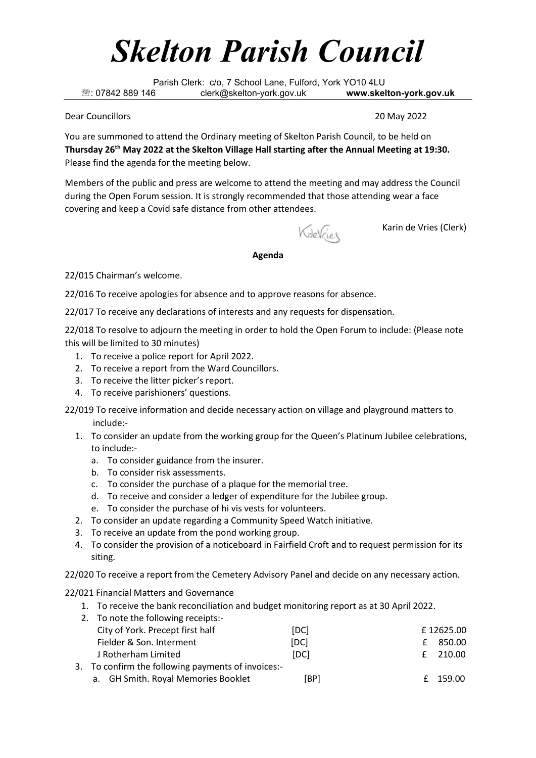# *Skelton Parish Council*

Parish Clerk: c/o, 7 School Lane, Fulford, York YO10 4LU

☏: 07842 889 146 clerk@skelton-york.gov.uk **www.skelton-york.gov.uk**

Dear Councillors 20 May 2022

You are summoned to attend the Ordinary meeting of Skelton Parish Council, to be held on **Thursday 26th May 2022 at the Skelton Village Hall starting after the Annual Meeting at 19:30.** Please find the agenda for the meeting below.

Members of the public and press are welcome to attend the meeting and may address the Council during the Open Forum session. It is strongly recommended that those attending wear a face covering and keep a Covid safe distance from other attendees.

KdeVries

Karin de Vries (Clerk)

**Agenda**

22/015 Chairman's welcome.

22/016 To receive apologies for absence and to approve reasons for absence.

22/017 To receive any declarations of interests and any requests for dispensation.

22/018 To resolve to adjourn the meeting in order to hold the Open Forum to include: (Please note this will be limited to 30 minutes)

1. To receive a police report for April 2022.
2. To receive a report from the Ward Councillors.
3. To receive the litter picker's report.
4. To receive parishioners' questions.

22/019 To receive information and decide necessary action on village and playground matters to include:-

1. To consider an update from the working group for the Queen's Platinum Jubilee celebrations, to include:-
   a. To consider guidance from the insurer.
   b. To consider risk assessments.
   c. To consider the purchase of a plaque for the memorial tree.
   d. To receive and consider a ledger of expenditure for the Jubilee group.
   e. To consider the purchase of hi vis vests for volunteers.
2. To consider an update regarding a Community Speed Watch initiative.
3. To receive an update from the pond working group.
4. To consider the provision of a noticeboard in Fairfield Croft and to request permission for its siting.

22/020 To receive a report from the Cemetery Advisory Panel and decide on any necessary action.

22/021 Financial Matters and Governance

1. To receive the bank reconciliation and budget monitoring report as at 30 April 2022.
2. To note the following receipts:-

| | | |
|---|---|---|
| City of York. Precept first half | [DC] | £ 12625.00 |
| Fielder & Son. Interment | [DC] | £ 850.00 |
| J Rotherham Limited | [DC] | £ 210.00 |

3. To confirm the following payments of invoices:-

| | | |
|---|---|---|
| a. GH Smith. Royal Memories Booklet | [BP] | £ 159.00 |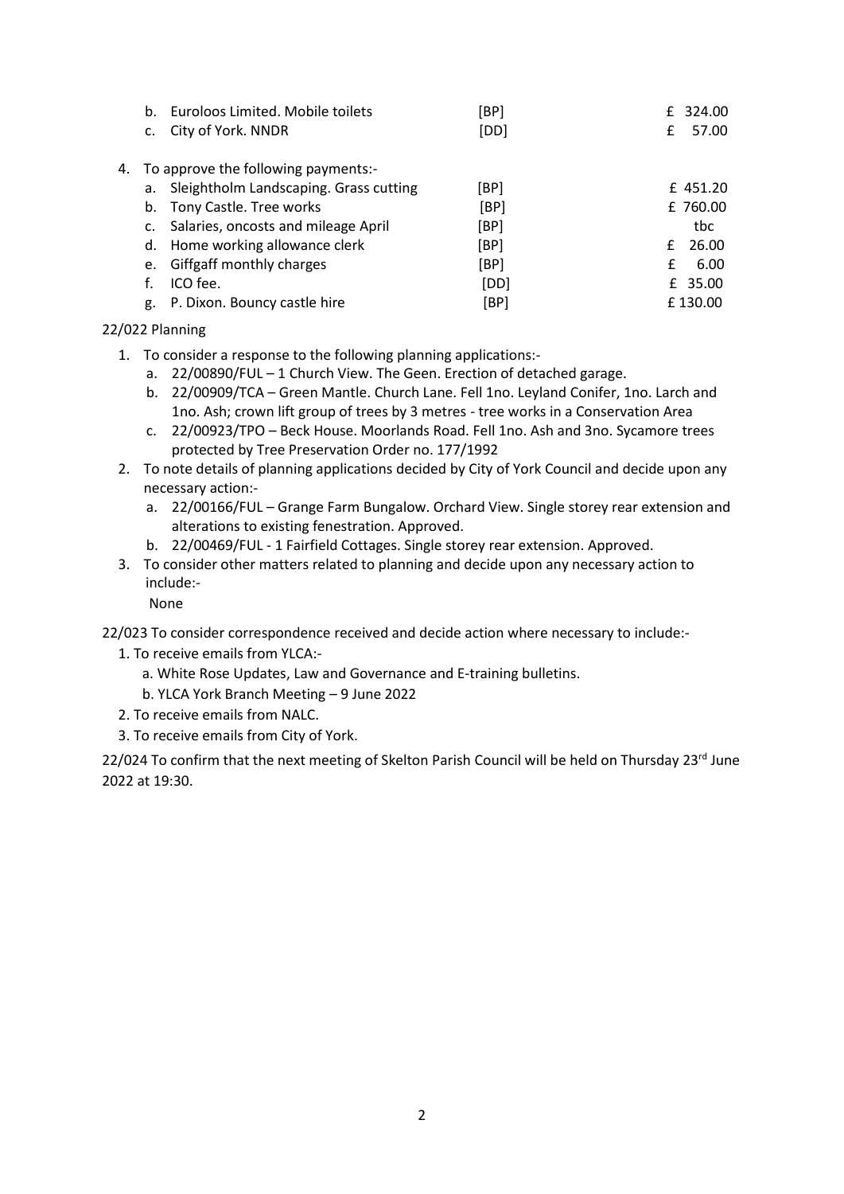b. Euroloos Limited. Mobile toilets [BP] £ 324.00
c. City of York. NNDR [DD] £ 57.00

4. To approve the following payments:-
   a. Sleightholm Landscaping. Grass cutting [BP] £ 451.20
   b. Tony Castle. Tree works [BP] £ 760.00
   c. Salaries, oncosts and mileage April [BP] tbc
   d. Home working allowance clerk [BP] £ 26.00
   e. Giffgaff monthly charges [BP] £ 6.00
   f. ICO fee. [DD] £ 35.00
   g. P. Dixon. Bouncy castle hire [BP] £ 130.00

22/022 Planning

1. To consider a response to the following planning applications:-
   a. 22/00890/FUL – 1 Church View. The Geen. Erection of detached garage.
   b. 22/00909/TCA – Green Mantle. Church Lane. Fell 1no. Leyland Conifer, 1no. Larch and 1no. Ash; crown lift group of trees by 3 metres - tree works in a Conservation Area
   c. 22/00923/TPO – Beck House. Moorlands Road. Fell 1no. Ash and 3no. Sycamore trees protected by Tree Preservation Order no. 177/1992
2. To note details of planning applications decided by City of York Council and decide upon any necessary action:-
   a. 22/00166/FUL – Grange Farm Bungalow. Orchard View. Single storey rear extension and alterations to existing fenestration. Approved.
   b. 22/00469/FUL - 1 Fairfield Cottages. Single storey rear extension. Approved.
3. To consider other matters related to planning and decide upon any necessary action to include:-
   None

22/023 To consider correspondence received and decide action where necessary to include:-

1. To receive emails from YLCA:-
   a. White Rose Updates, Law and Governance and E-training bulletins.
   b. YLCA York Branch Meeting – 9 June 2022
2. To receive emails from NALC.
3. To receive emails from City of York.

22/024 To confirm that the next meeting of Skelton Parish Council will be held on Thursday 23rd June 2022 at 19:30.